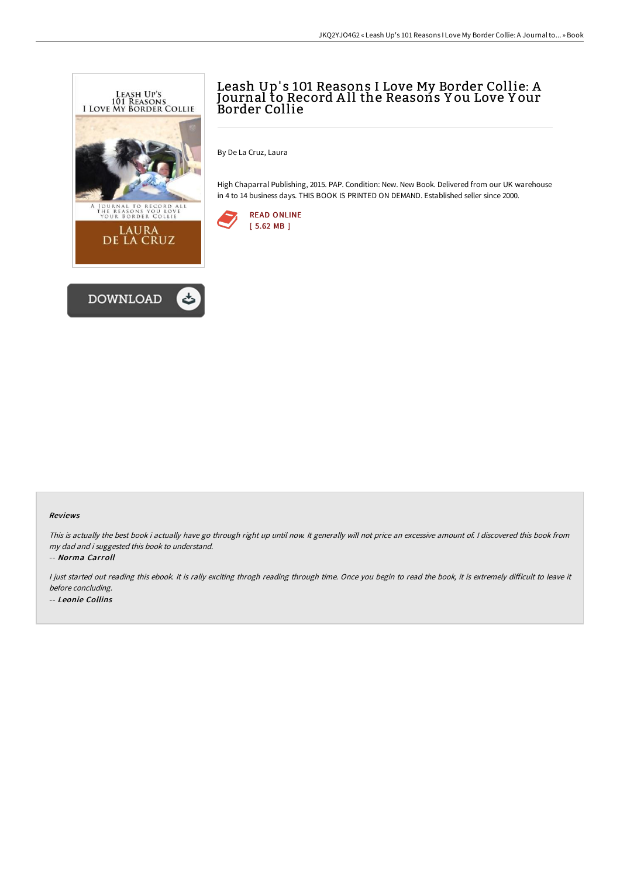# Leash Up's 101 Reasons I Love My Border Collie: A Journal to Record All the Reasons You Love Your Border Collie

By De La Cruz, Laura

High Chaparral Publishing, 2015. PAP. Condition: New. New Book. Delivered from our UK warehouse in 4 to 14 business days. THIS BOOK IS PRINTED ON DEMAND. Established seller since 2000.

READ ONLINE
[ 5.62 MB ]

DOWNLOAD

#### Reviews

*This is actually the best book i actually have go through right up until now. It generally will not price an excessive amount of. I discovered this book from my dad and i suggested this book to understand.*

-- ***Norma Carroll***

*I just started out reading this ebook. It is rally exciting throgh reading through time. Once you begin to read the book, it is extremely difficult to leave it before concluding.*

-- ***Leonie Collins***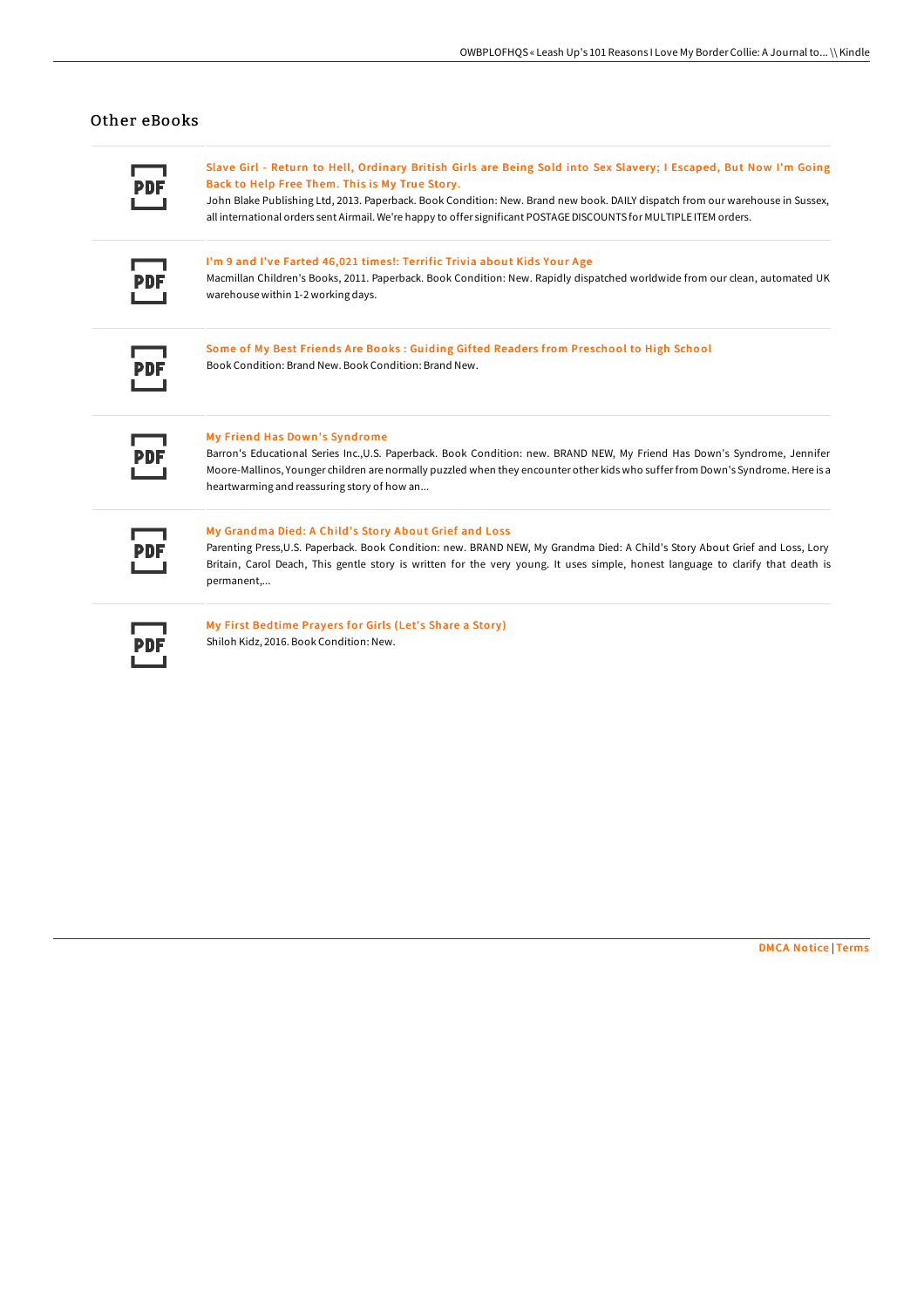## Other eBooks

**Slave Girl - Return to Hell, Ordinary British Girls are Being Sold into Sex Slavery; I Escaped, But Now I'm Going Back to Help Free Them. This is My True Story.**

John Blake Publishing Ltd, 2013. Paperback. Book Condition: New. Brand new book. DAILY dispatch from our warehouse in Sussex, all international orders sent Airmail. We're happy to offer significant POSTAGE DISCOUNTS for MULTIPLE ITEM orders.

**I'm 9 and I've Farted 46,021 times!: Terrific Trivia about Kids Your Age**

Macmillan Children's Books, 2011. Paperback. Book Condition: New. Rapidly dispatched worldwide from our clean, automated UK warehouse within 1-2 working days.

**Some of My Best Friends Are Books : Guiding Gifted Readers from Preschool to High School**

Book Condition: Brand New. Book Condition: Brand New.

**My Friend Has Down's Syndrome**

Barron's Educational Series Inc.,U.S. Paperback. Book Condition: new. BRAND NEW, My Friend Has Down's Syndrome, Jennifer Moore-Mallinos, Younger children are normally puzzled when they encounter other kids who suffer from Down's Syndrome. Here is a heartwarming and reassuring story of how an...

**My Grandma Died: A Child's Story About Grief and Loss**

Parenting Press,U.S. Paperback. Book Condition: new. BRAND NEW, My Grandma Died: A Child's Story About Grief and Loss, Lory Britain, Carol Deach, This gentle story is written for the very young. It uses simple, honest language to clarify that death is permanent,...

**My First Bedtime Prayers for Girls (Let's Share a Story)**

Shiloh Kidz, 2016. Book Condition: New.